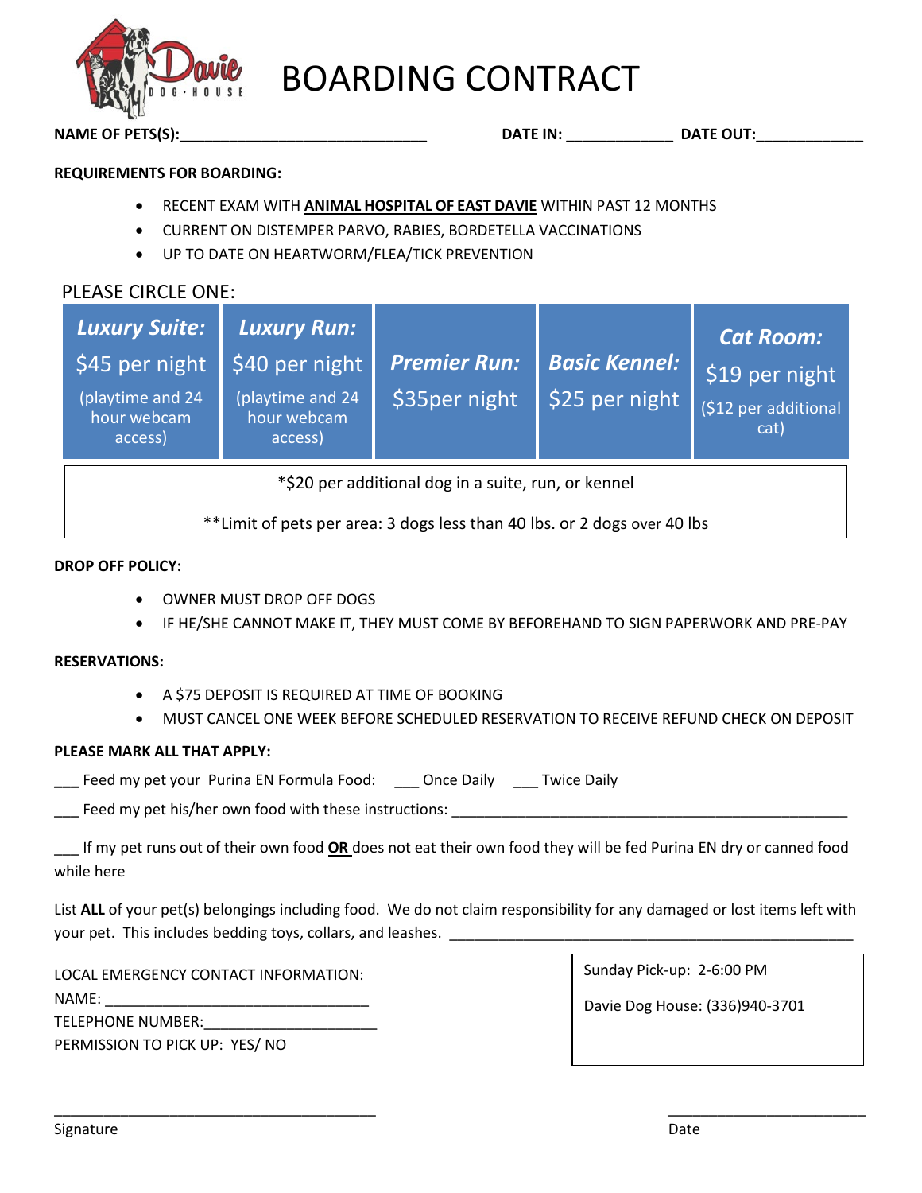# BOARDING CONTRACT

**NAME OF PETS(S):**\_\_\_\_\_\_\_\_\_\_\_\_\_\_\_\_\_\_\_\_\_\_\_\_\_\_\_\_\_\_ **DATE IN:** \_\_\_\_\_\_\_\_\_\_\_\_\_ **DATE OUT:**\_\_\_\_\_\_\_\_\_\_\_\_\_

**REQUIREMENTS FOR BOARDING:**

- RECENT EXAM WITH **ANIMAL HOSPITAL OF EAST DAVIE** WITHIN PAST 12 MONTHS
- CURRENT ON DISTEMPER PARVO, RABIES, BORDETELLA VACCINATIONS
- UP TO DATE ON HEARTWORM/FLEA/TICK PREVENTION

PLEASE CIRCLE ONE:

| ***Luxury Suite:*** $45 per night (playtime and 24 hour webcam access) | ***Luxury Run:*** $40 per night (playtime and 24 hour webcam access) | ***Premier Run:*** $35per night | ***Basic Kennel:*** $25 per night | ***Cat Room:*** $19 per night ($12 per additional cat) |
|---|---|---|---|---|

*$20 per additional dog in a suite, run, or kennel

**Limit of pets per area: 3 dogs less than 40 lbs. or 2 dogs over 40 lbs

**DROP OFF POLICY:**

- OWNER MUST DROP OFF DOGS
- IF HE/SHE CANNOT MAKE IT, THEY MUST COME BY BEFOREHAND TO SIGN PAPERWORK AND PRE-PAY

**RESERVATIONS:**

- A $75 DEPOSIT IS REQUIRED AT TIME OF BOOKING
- MUST CANCEL ONE WEEK BEFORE SCHEDULED RESERVATION TO RECEIVE REFUND CHECK ON DEPOSIT

**PLEASE MARK ALL THAT APPLY:**

\_\_\_ Feed my pet your Purina EN Formula Food: \_\_\_ Once Daily \_\_\_ Twice Daily

\_\_\_ Feed my pet his/her own food with these instructions: \_\_\_\_\_\_\_\_\_\_\_\_\_\_\_\_\_\_\_\_\_\_\_\_\_\_\_\_\_\_\_\_\_\_\_\_\_\_\_\_\_\_\_\_\_\_\_\_\_\_

\_\_\_ If my pet runs out of their own food **OR** does not eat their own food they will be fed Purina EN dry or canned food while here

List **ALL** of your pet(s) belongings including food. We do not claim responsibility for any damaged or lost items left with your pet. This includes bedding toys, collars, and leashes. \_\_\_\_\_\_\_\_\_\_\_\_\_\_\_\_\_\_\_\_\_\_\_\_\_\_\_\_\_\_\_\_\_\_\_\_\_\_\_\_\_\_\_\_\_\_\_\_\_\_

LOCAL EMERGENCY CONTACT INFORMATION:
NAME: \_\_\_\_\_\_\_\_\_\_\_\_\_\_\_\_\_\_\_\_\_\_\_\_\_\_\_\_\_\_\_\_\_
TELEPHONE NUMBER:\_\_\_\_\_\_\_\_\_\_\_\_\_\_\_\_\_\_\_\_\_
PERMISSION TO PICK UP: YES/ NO

Sunday Pick-up: 2-6:00 PM

Davie Dog House: (336)940-3701

\_\_\_\_\_\_\_\_\_\_\_\_\_\_\_\_\_\_\_\_\_\_\_\_\_\_\_\_\_\_\_\_\_\_\_\_\_\_\_\_ \_\_\_\_\_\_\_\_\_\_\_\_\_\_\_\_\_\_\_\_\_\_\_\_\_

Signature Date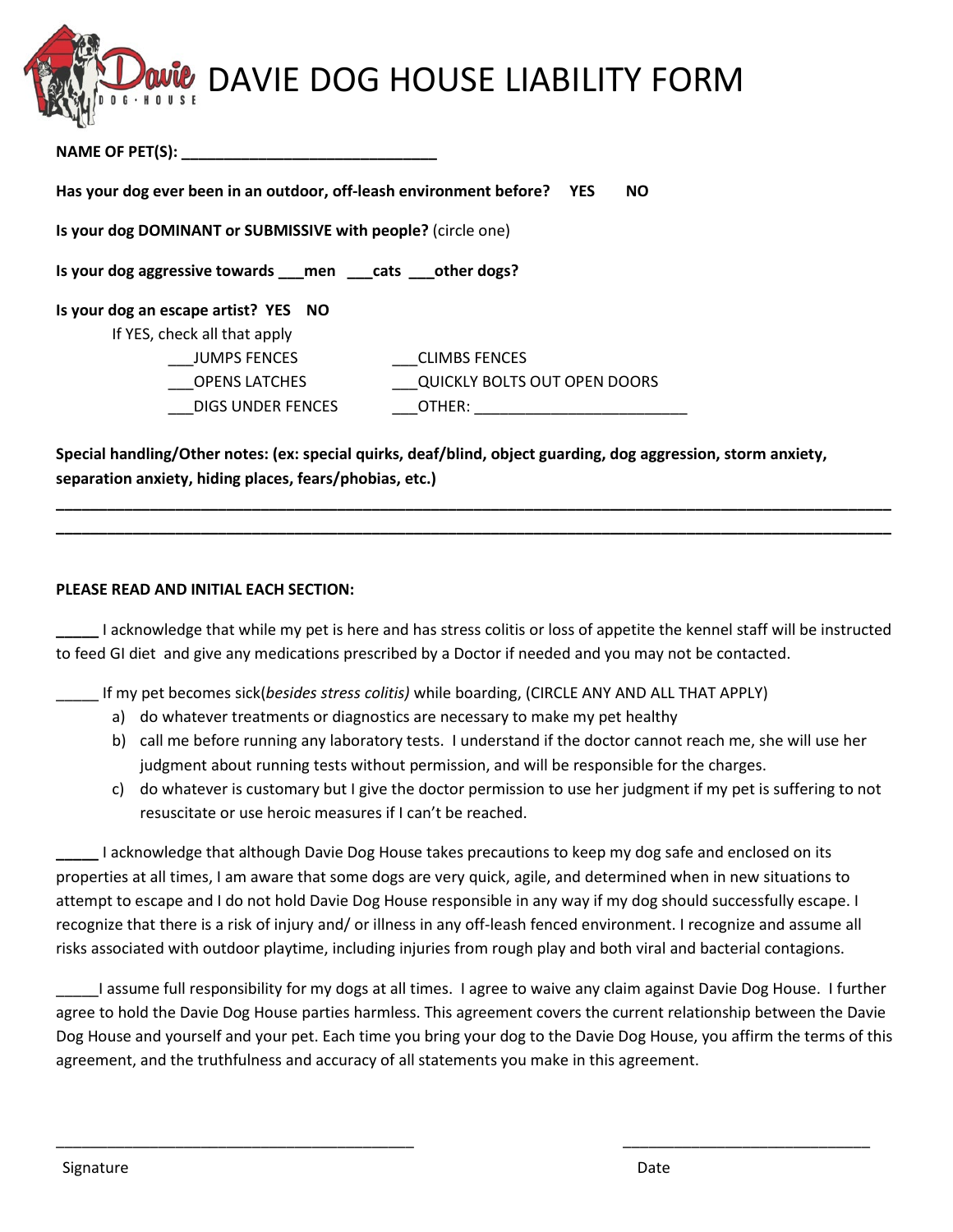# DAVIE DOG HOUSE LIABILITY FORM

**NAME OF PET(S): _______________________________**

**Has your dog ever been in an outdoor, off-leash environment before? YES NO**

**Is your dog DOMINANT or SUBMISSIVE with people?** (circle one)

**Is your dog aggressive towards ___men ___cats ___other dogs?**

**Is your dog an escape artist? YES NO**

If YES, check all that apply

___JUMPS FENCES ___CLIMBS FENCES

___OPENS LATCHES ___QUICKLY BOLTS OUT OPEN DOORS

___DIGS UNDER FENCES ___OTHER: ___________________________

**Special handling/Other notes: (ex: special quirks, deaf/blind, object guarding, dog aggression, storm anxiety, separation anxiety, hiding places, fears/phobias, etc.)**

________________________________________________________________________________________________

________________________________________________________________________________________________

**PLEASE READ AND INITIAL EACH SECTION:**

_____ I acknowledge that while my pet is here and has stress colitis or loss of appetite the kennel staff will be instructed to feed GI diet and give any medications prescribed by a Doctor if needed and you may not be contacted.

_____ If my pet becomes sick(*besides stress colitis)* while boarding, (CIRCLE ANY AND ALL THAT APPLY)

a) do whatever treatments or diagnostics are necessary to make my pet healthy
b) call me before running any laboratory tests. I understand if the doctor cannot reach me, she will use her judgment about running tests without permission, and will be responsible for the charges.
c) do whatever is customary but I give the doctor permission to use her judgment if my pet is suffering to not resuscitate or use heroic measures if I can't be reached.

_____ I acknowledge that although Davie Dog House takes precautions to keep my dog safe and enclosed on its properties at all times, I am aware that some dogs are very quick, agile, and determined when in new situations to attempt to escape and I do not hold Davie Dog House responsible in any way if my dog should successfully escape. I recognize that there is a risk of injury and/ or illness in any off-leash fenced environment. I recognize and assume all risks associated with outdoor playtime, including injuries from rough play and both viral and bacterial contagions.

_____I assume full responsibility for my dogs at all times. I agree to waive any claim against Davie Dog House. I further agree to hold the Davie Dog House parties harmless. This agreement covers the current relationship between the Davie Dog House and yourself and your pet. Each time you bring your dog to the Davie Dog House, you affirm the terms of this agreement, and the truthfulness and accuracy of all statements you make in this agreement.

_____________________________________________ _______________________________

Signature Date